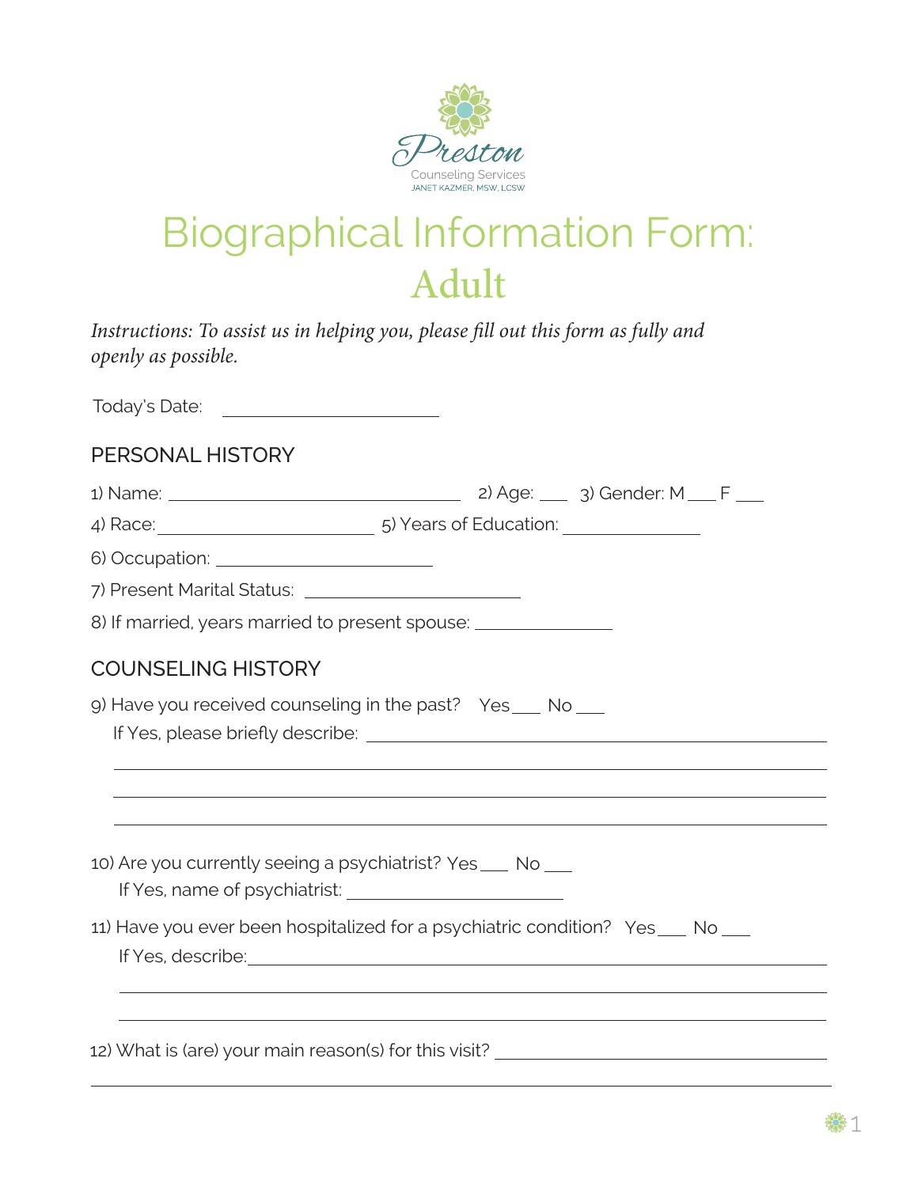Preston
Counseling Services
JANET KAZMER, MSW, LCSW

# Biographical Information Form: Adult

*Instructions: To assist us in helping you, please fill out this form as fully and openly as possible.*

Today's Date: ____________________

## PERSONAL HISTORY

1) Name: ______________________________ 2) Age: ___ 3) Gender: M ___ F ___

4) Race: ____________________ 5) Years of Education: ____________

6) Occupation: ____________________

7) Present Marital Status: ____________________

8) If married, years married to present spouse: ____________

## COUNSELING HISTORY

9) Have you received counseling in the past? Yes ___ No ___

If Yes, please briefly describe: ________________________________________

____________________________________________________________

____________________________________________________________

____________________________________________________________

10) Are you currently seeing a psychiatrist? Yes ___ No ___

If Yes, name of psychiatrist: ____________________

11) Have you ever been hospitalized for a psychiatric condition? Yes ___ No ___

If Yes, describe: ________________________________________________

____________________________________________________________

____________________________________________________________

12) What is (are) your main reason(s) for this visit? ________________________________

____________________________________________________________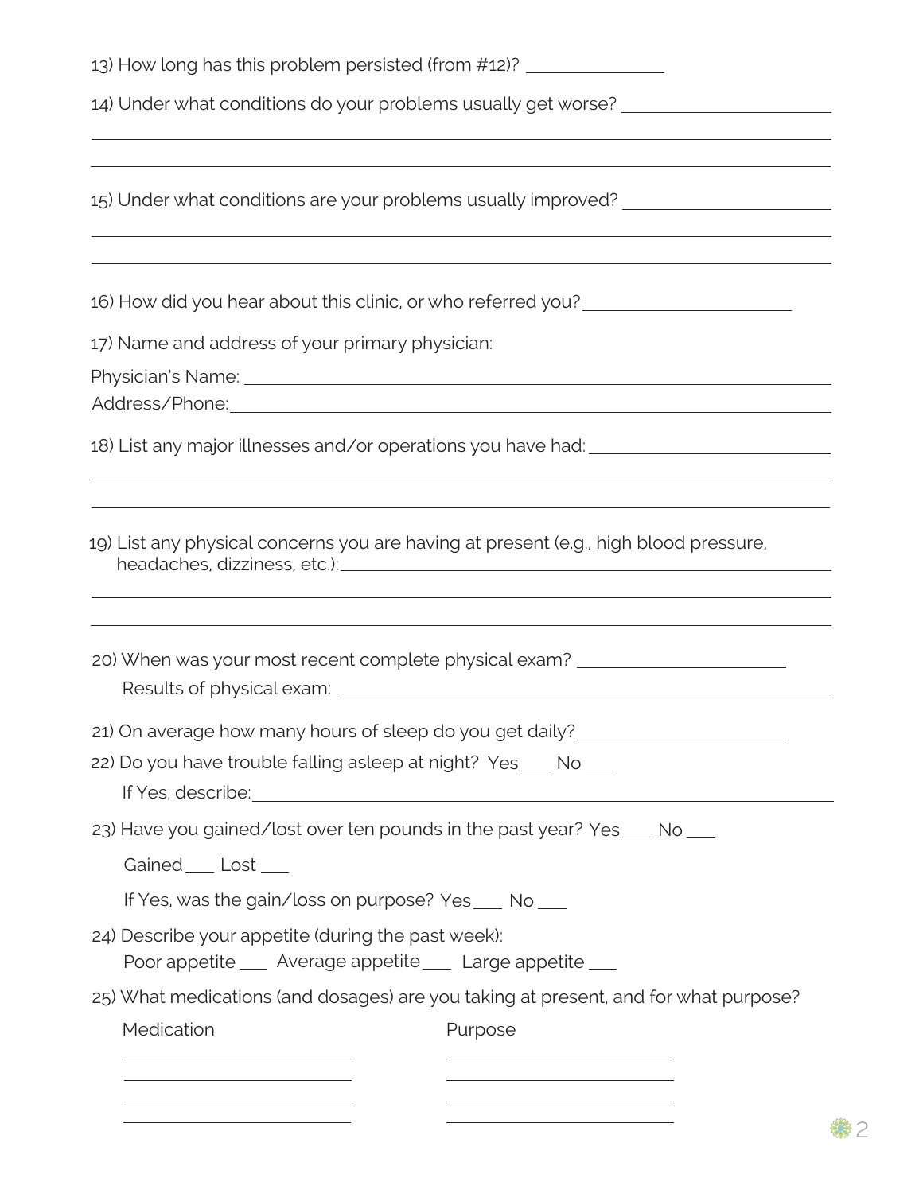13) How long has this problem persisted (from #12)? _______________

14) Under what conditions do your problems usually get worse? _______________________

_____________________________________________________________________________

_____________________________________________________________________________

15) Under what conditions are your problems usually improved? _______________________

_____________________________________________________________________________

_____________________________________________________________________________

16) How did you hear about this clinic, or who referred you? _______________________

17) Name and address of your primary physician:

Physician's Name: _____________________________________________________________

Address/Phone: _______________________________________________________________

18) List any major illnesses and/or operations you have had: _________________________

_____________________________________________________________________________

_____________________________________________________________________________

19) List any physical concerns you are having at present (e.g., high blood pressure, headaches, dizziness, etc.): _______________________________________________

_____________________________________________________________________________

_____________________________________________________________________________

20) When was your most recent complete physical exam? _______________________

Results of physical exam: _______________________________________________________

21) On average how many hours of sleep do you get daily? _______________________

22) Do you have trouble falling asleep at night? Yes ___ No ___

If Yes, describe: _____________________________________________________________

23) Have you gained/lost over ten pounds in the past year? Yes ___ No ___

Gained ___ Lost ___

If Yes, was the gain/loss on purpose? Yes ___ No ___

24) Describe your appetite (during the past week):

Poor appetite ___ Average appetite ___ Large appetite ___

25) What medications (and dosages) are you taking at present, and for what purpose?

| Medication | Purpose |
| --- | --- |
| | |
| | |
| | |
| | |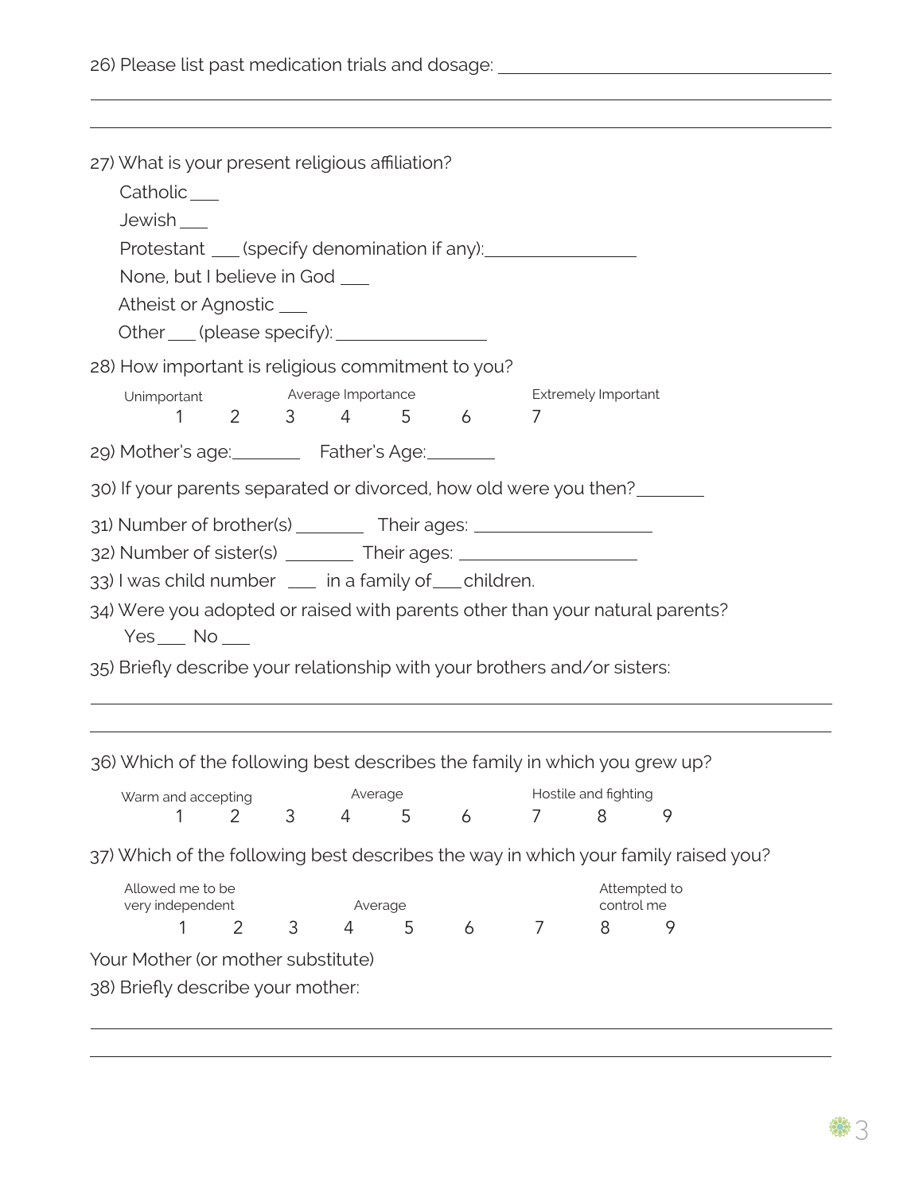26) Please list past medication trials and dosage: ______________________

______________________________________________

______________________________________________

27) What is your present religious affiliation?

Catholic ___

Jewish ___

Protestant ___ (specify denomination if any): ______________

None, but I believe in God ___

Atheist or Agnostic ___

Other ___ (please specify): ______________

28) How important is religious commitment to you?

| Unimportant | | | Average Importance | | | Extremely Important |
|---|---|---|---|---|---|---|
| 1 | 2 | 3 | 4 | 5 | 6 | 7 |

29) Mother's age: ________ Father's Age: ________

30) If your parents separated or divorced, how old were you then? ________

31) Number of brother(s) ________ Their ages: ______________

32) Number of sister(s) ________ Their ages: ______________

33) I was child number ___ in a family of ___ children.

34) Were you adopted or raised with parents other than your natural parents?

Yes ___ No ___

35) Briefly describe your relationship with your brothers and/or sisters:

______________________________________________

______________________________________________

36) Which of the following best describes the family in which you grew up?

| Warm and accepting | | | | Average | | | Hostile and fighting | |
|---|---|---|---|---|---|---|---|---|
| 1 | 2 | 3 | 4 | 5 | 6 | 7 | 8 | 9 |

37) Which of the following best describes the way in which your family raised you?

| Allowed me to be very independent | | | | Average | | | Attempted to control me | |
|---|---|---|---|---|---|---|---|---|
| 1 | 2 | 3 | 4 | 5 | 6 | 7 | 8 | 9 |

Your Mother (or mother substitute)

38) Briefly describe your mother:

______________________________________________

______________________________________________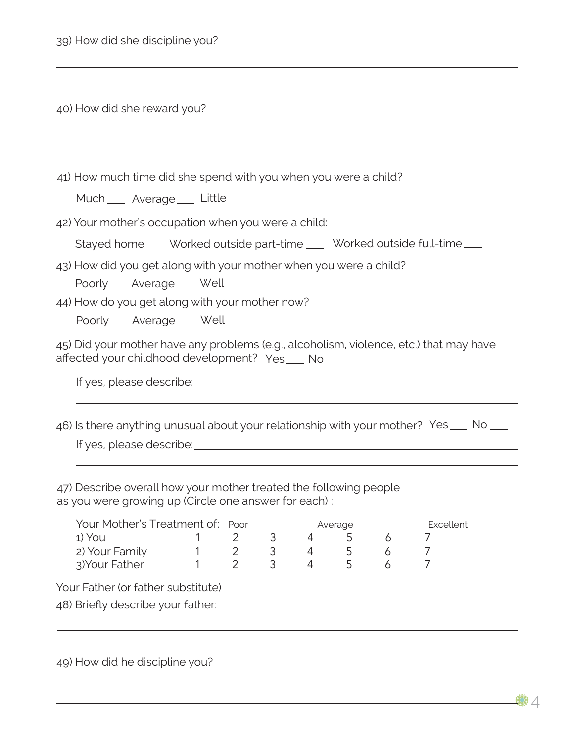39) How did she discipline you?

______________________________________________________________________

______________________________________________________________________

40) How did she reward you?

______________________________________________________________________

______________________________________________________________________

41) How much time did she spend with you when you were a child?

Much ___ Average ___ Little ___

42) Your mother's occupation when you were a child:

Stayed home ___ Worked outside part-time ___ Worked outside full-time ___

43) How did you get along with your mother when you were a child?

Poorly ___ Average ___ Well ___

44) How do you get along with your mother now?

Poorly ___ Average ___ Well ___

45) Did your mother have any problems (e.g., alcoholism, violence, etc.) that may have affected your childhood development? Yes ___ No ___

If yes, please describe: ______________________________________________

______________________________________________________________________

46) Is there anything unusual about your relationship with your mother? Yes ___ No ___

If yes, please describe: ______________________________________________

______________________________________________________________________

47) Describe overall how your mother treated the following people as you were growing up (Circle one answer for each) :

| Your Mother's Treatment of: | Poor | | | Average | | | Excellent |
|---|---|---|---|---|---|---|---|
| 1) You | 1 | 2 | 3 | 4 | 5 | 6 | 7 |
| 2) Your Family | 1 | 2 | 3 | 4 | 5 | 6 | 7 |
| 3)Your Father | 1 | 2 | 3 | 4 | 5 | 6 | 7 |

Your Father (or father substitute)

48) Briefly describe your father:

______________________________________________________________________

______________________________________________________________________

49) How did he discipline you?

______________________________________________________________________

______________________________________________________________________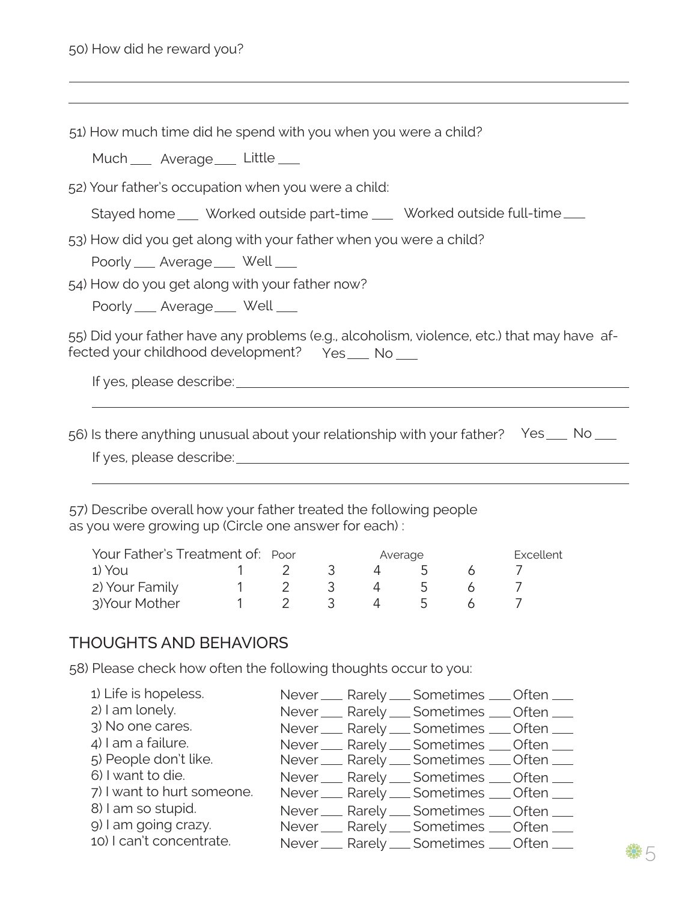50) How did he reward you?

_______________________________________________

_______________________________________________

51) How much time did he spend with you when you were a child?

Much ___ Average ___ Little ___

52) Your father's occupation when you were a child:

Stayed home ___ Worked outside part-time ___ Worked outside full-time ___

53) How did you get along with your father when you were a child?

Poorly ___ Average ___ Well ___

54) How do you get along with your father now?

Poorly ___ Average ___ Well ___

55) Did your father have any problems (e.g., alcoholism, violence, etc.) that may have affected your childhood development? Yes ___ No ___

If yes, please describe: _______________________________________________

_______________________________________________

56) Is there anything unusual about your relationship with your father? Yes ___ No ___

If yes, please describe: _______________________________________________

_______________________________________________

57) Describe overall how your father treated the following people as you were growing up (Circle one answer for each) :

| Your Father's Treatment of: | Poor | | | Average | | | Excellent |
|---|---|---|---|---|---|---|---|
| 1) You | 1 | 2 | 3 | 4 | 5 | 6 | 7 |
| 2) Your Family | 1 | 2 | 3 | 4 | 5 | 6 | 7 |
| 3)Your Mother | 1 | 2 | 3 | 4 | 5 | 6 | 7 |

## THOUGHTS AND BEHAVIORS

58) Please check how often the following thoughts occur to you:

| | | | | |
|---|---|---|---|---|
| 1) Life is hopeless. | Never ___ | Rarely ___ | Sometimes ___ | Often ___ |
| 2) I am lonely. | Never ___ | Rarely ___ | Sometimes ___ | Often ___ |
| 3) No one cares. | Never ___ | Rarely ___ | Sometimes ___ | Often ___ |
| 4) I am a failure. | Never ___ | Rarely ___ | Sometimes ___ | Often ___ |
| 5) People don't like. | Never ___ | Rarely ___ | Sometimes ___ | Often ___ |
| 6) I want to die. | Never ___ | Rarely ___ | Sometimes ___ | Often ___ |
| 7) I want to hurt someone. | Never ___ | Rarely ___ | Sometimes ___ | Often ___ |
| 8) I am so stupid. | Never ___ | Rarely ___ | Sometimes ___ | Often ___ |
| 9) I am going crazy. | Never ___ | Rarely ___ | Sometimes ___ | Often ___ |
| 10) I can't concentrate. | Never ___ | Rarely ___ | Sometimes ___ | Often ___ |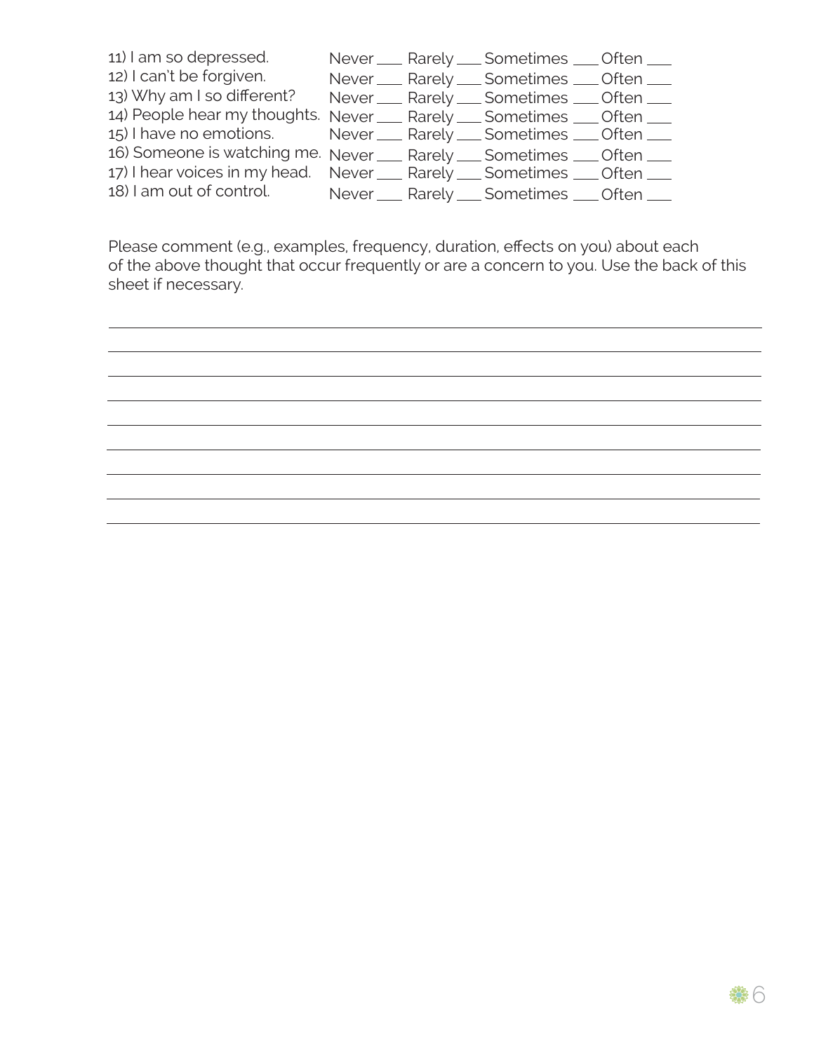| | | | | |
|---|---|---|---|---|
| 11) I am so depressed. | Never ___ | Rarely ___ | Sometimes ___ | Often ___ |
| 12) I can't be forgiven. | Never ___ | Rarely ___ | Sometimes ___ | Often ___ |
| 13) Why am I so different? | Never ___ | Rarely ___ | Sometimes ___ | Often ___ |
| 14) People hear my thoughts. | Never ___ | Rarely ___ | Sometimes ___ | Often ___ |
| 15) I have no emotions. | Never ___ | Rarely ___ | Sometimes ___ | Often ___ |
| 16) Someone is watching me. | Never ___ | Rarely ___ | Sometimes ___ | Often ___ |
| 17) I hear voices in my head. | Never ___ | Rarely ___ | Sometimes ___ | Often ___ |
| 18) I am out of control. | Never ___ | Rarely ___ | Sometimes ___ | Often ___ |

Please comment (e.g., examples, frequency, duration, effects on you) about each of the above thought that occur frequently or are a concern to you. Use the back of this sheet if necessary.

_______________________________________________________________________________

_______________________________________________________________________________

_______________________________________________________________________________

_______________________________________________________________________________

_______________________________________________________________________________

_______________________________________________________________________________

_______________________________________________________________________________

_______________________________________________________________________________

_______________________________________________________________________________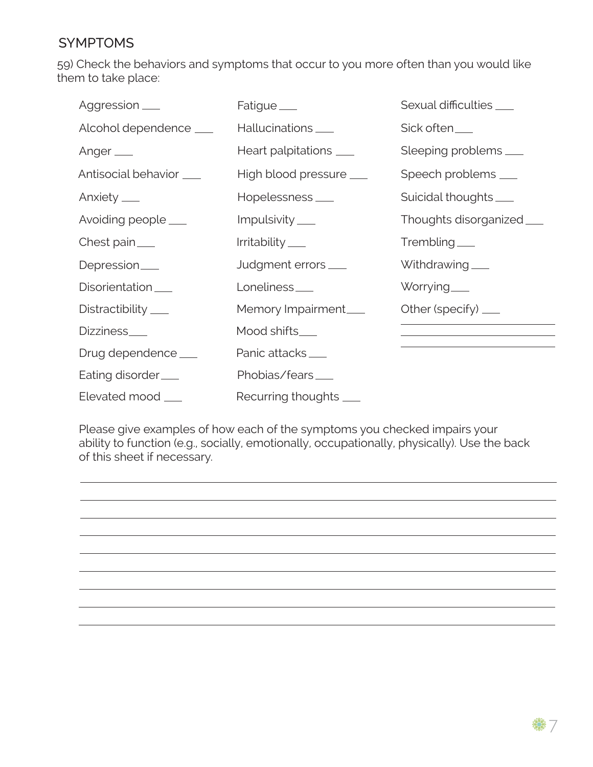## SYMPTOMS

59) Check the behaviors and symptoms that occur to you more often than you would like them to take place:

| | | |
|---|---|---|
| Aggression ___ | Fatigue ___ | Sexual difficulties ___ |
| Alcohol dependence ___ | Hallucinations ___ | Sick often ___ |
| Anger ___ | Heart palpitations ___ | Sleeping problems ___ |
| Antisocial behavior ___ | High blood pressure ___ | Speech problems ___ |
| Anxiety ___ | Hopelessness ___ | Suicidal thoughts ___ |
| Avoiding people ___ | Impulsivity ___ | Thoughts disorganized ___ |
| Chest pain ___ | Irritability ___ | Trembling ___ |
| Depression ___ | Judgment errors ___ | Withdrawing ___ |
| Disorientation ___ | Loneliness ___ | Worrying ___ |
| Distractibility ___ | Memory Impairment ___ | Other (specify) ___ |
| Dizziness ___ | Mood shifts ___ | ______________________ |
| Drug dependence ___ | Panic attacks ___ | ______________________ |
| Eating disorder ___ | Phobias/fears ___ | |
| Elevated mood ___ | Recurring thoughts ___ | |

Please give examples of how each of the symptoms you checked impairs your ability to function (e.g., socially, emotionally, occupationally, physically). Use the back of this sheet if necessary.

______________________________________________________________________

______________________________________________________________________

______________________________________________________________________

______________________________________________________________________

______________________________________________________________________

______________________________________________________________________

______________________________________________________________________

______________________________________________________________________

______________________________________________________________________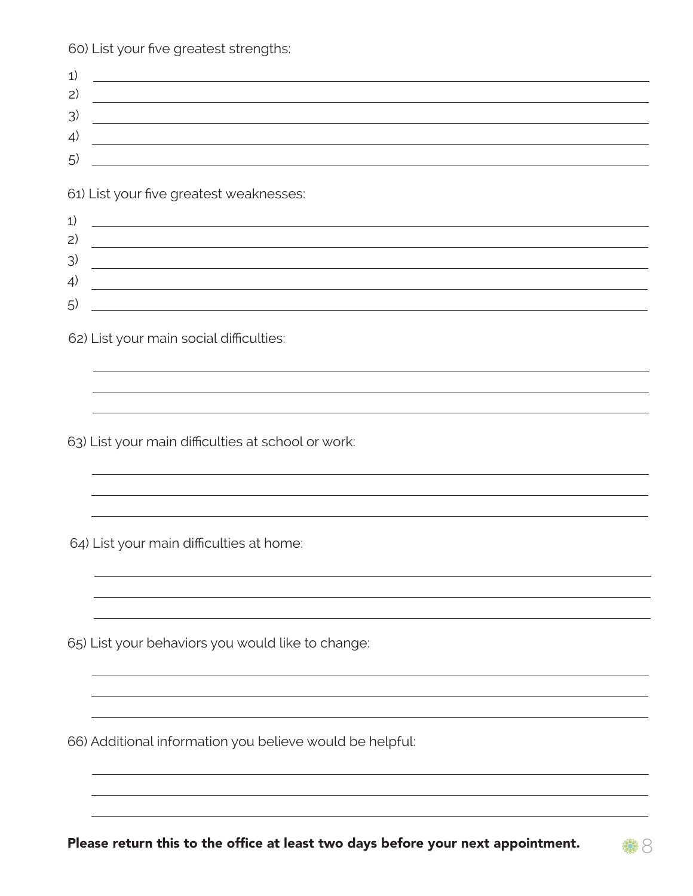60) List your five greatest strengths:

1) ______________________________
2) ______________________________
3) ______________________________
4) ______________________________
5) ______________________________

61) List your five greatest weaknesses:

1) ______________________________
2) ______________________________
3) ______________________________
4) ______________________________
5) ______________________________

62) List your main social difficulties:

______________________________
______________________________
______________________________

63) List your main difficulties at school or work:

______________________________
______________________________
______________________________

64) List your main difficulties at home:

______________________________
______________________________
______________________________

65) List your behaviors you would like to change:

______________________________
______________________________
______________________________

66) Additional information you believe would be helpful:

______________________________
______________________________
______________________________

**Please return this to the office at least two days before your next appointment.**